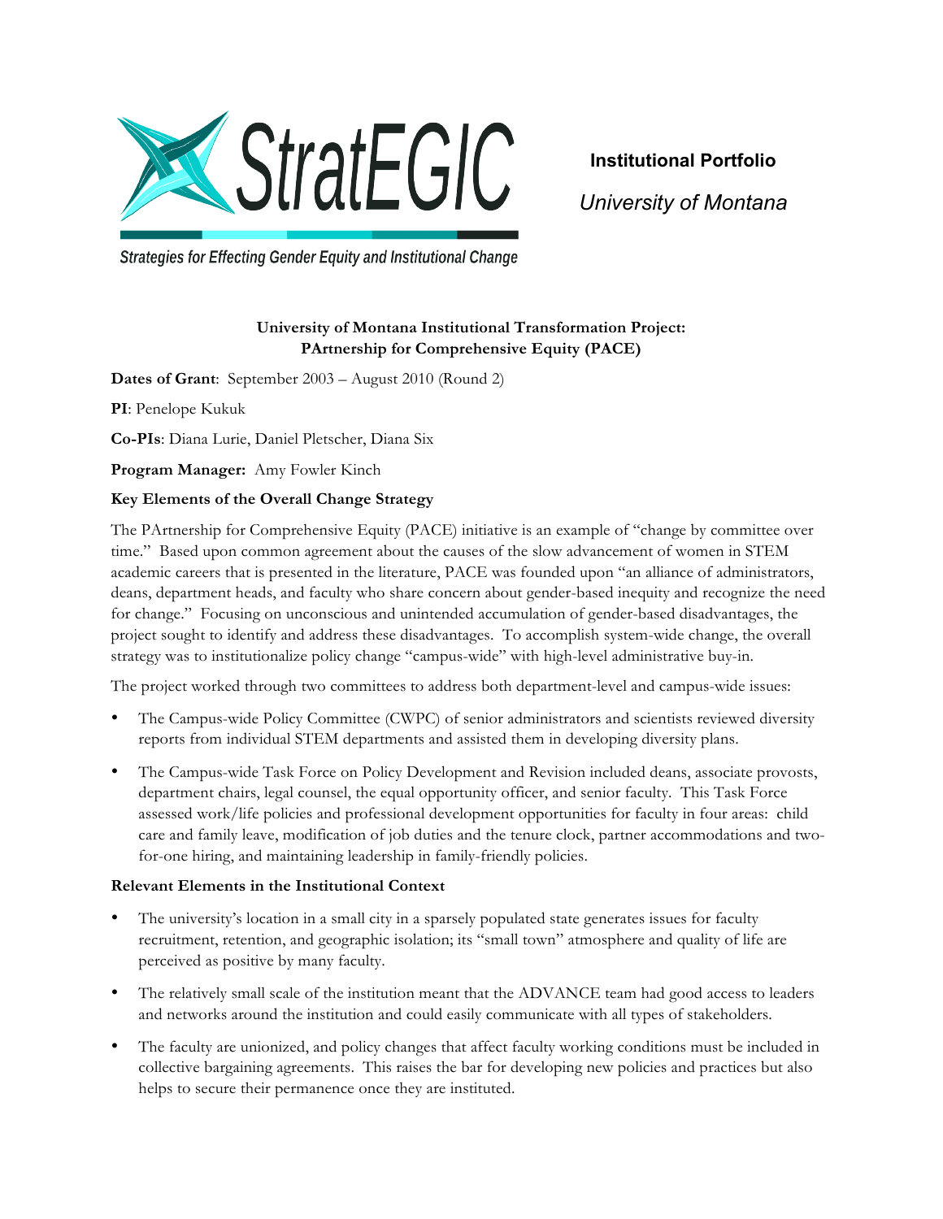# StratEGIC

*Strategies for Effecting Gender Equity and Institutional Change*

**Institutional Portfolio**

*University of Montana*

## University of Montana Institutional Transformation Project: PArtnership for Comprehensive Equity (PACE)

**Dates of Grant**: September 2003 – August 2010 (Round 2)

**PI**: Penelope Kukuk

**Co-PIs**: Diana Lurie, Daniel Pletscher, Diana Six

**Program Manager:** Amy Fowler Kinch

### Key Elements of the Overall Change Strategy

The PArtnership for Comprehensive Equity (PACE) initiative is an example of "change by committee over time." Based upon common agreement about the causes of the slow advancement of women in STEM academic careers that is presented in the literature, PACE was founded upon "an alliance of administrators, deans, department heads, and faculty who share concern about gender-based inequity and recognize the need for change." Focusing on unconscious and unintended accumulation of gender-based disadvantages, the project sought to identify and address these disadvantages. To accomplish system-wide change, the overall strategy was to institutionalize policy change "campus-wide" with high-level administrative buy-in.

The project worked through two committees to address both department-level and campus-wide issues:

- The Campus-wide Policy Committee (CWPC) of senior administrators and scientists reviewed diversity reports from individual STEM departments and assisted them in developing diversity plans.
- The Campus-wide Task Force on Policy Development and Revision included deans, associate provosts, department chairs, legal counsel, the equal opportunity officer, and senior faculty. This Task Force assessed work/life policies and professional development opportunities for faculty in four areas: child care and family leave, modification of job duties and the tenure clock, partner accommodations and two-for-one hiring, and maintaining leadership in family-friendly policies.

### Relevant Elements in the Institutional Context

- The university's location in a small city in a sparsely populated state generates issues for faculty recruitment, retention, and geographic isolation; its "small town" atmosphere and quality of life are perceived as positive by many faculty.
- The relatively small scale of the institution meant that the ADVANCE team had good access to leaders and networks around the institution and could easily communicate with all types of stakeholders.
- The faculty are unionized, and policy changes that affect faculty working conditions must be included in collective bargaining agreements. This raises the bar for developing new policies and practices but also helps to secure their permanence once they are instituted.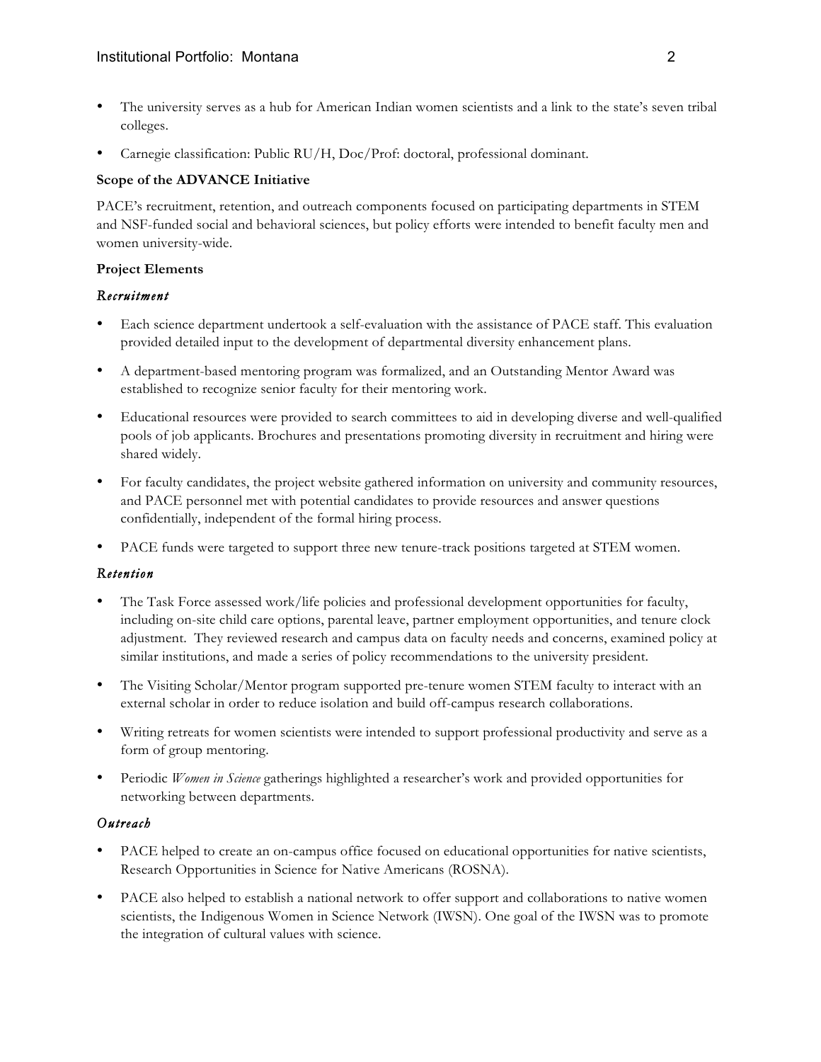- The university serves as a hub for American Indian women scientists and a link to the state's seven tribal colleges.
- Carnegie classification: Public RU/H, Doc/Prof: doctoral, professional dominant.

**Scope of the ADVANCE Initiative**

PACE's recruitment, retention, and outreach components focused on participating departments in STEM and NSF-funded social and behavioral sciences, but policy efforts were intended to benefit faculty men and women university-wide.

**Project Elements**

*Recruitment*

- Each science department undertook a self-evaluation with the assistance of PACE staff. This evaluation provided detailed input to the development of departmental diversity enhancement plans.
- A department-based mentoring program was formalized, and an Outstanding Mentor Award was established to recognize senior faculty for their mentoring work.
- Educational resources were provided to search committees to aid in developing diverse and well-qualified pools of job applicants. Brochures and presentations promoting diversity in recruitment and hiring were shared widely.
- For faculty candidates, the project website gathered information on university and community resources, and PACE personnel met with potential candidates to provide resources and answer questions confidentially, independent of the formal hiring process.
- PACE funds were targeted to support three new tenure-track positions targeted at STEM women.

*Retention*

- The Task Force assessed work/life policies and professional development opportunities for faculty, including on-site child care options, parental leave, partner employment opportunities, and tenure clock adjustment. They reviewed research and campus data on faculty needs and concerns, examined policy at similar institutions, and made a series of policy recommendations to the university president.
- The Visiting Scholar/Mentor program supported pre-tenure women STEM faculty to interact with an external scholar in order to reduce isolation and build off-campus research collaborations.
- Writing retreats for women scientists were intended to support professional productivity and serve as a form of group mentoring.
- Periodic *Women in Science* gatherings highlighted a researcher's work and provided opportunities for networking between departments.

*Outreach*

- PACE helped to create an on-campus office focused on educational opportunities for native scientists, Research Opportunities in Science for Native Americans (ROSNA).
- PACE also helped to establish a national network to offer support and collaborations to native women scientists, the Indigenous Women in Science Network (IWSN). One goal of the IWSN was to promote the integration of cultural values with science.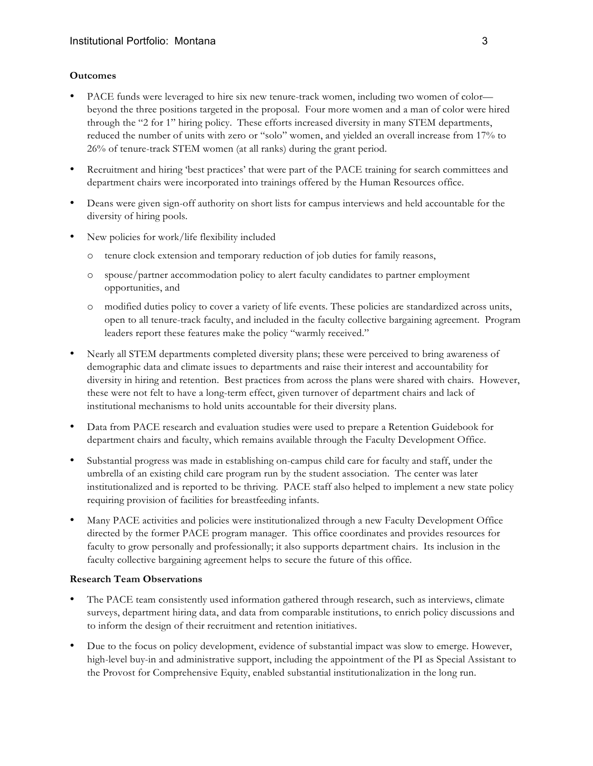**Outcomes**

- PACE funds were leveraged to hire six new tenure-track women, including two women of color—beyond the three positions targeted in the proposal. Four more women and a man of color were hired through the "2 for 1" hiring policy. These efforts increased diversity in many STEM departments, reduced the number of units with zero or "solo" women, and yielded an overall increase from 17% to 26% of tenure-track STEM women (at all ranks) during the grant period.
- Recruitment and hiring 'best practices' that were part of the PACE training for search committees and department chairs were incorporated into trainings offered by the Human Resources office.
- Deans were given sign-off authority on short lists for campus interviews and held accountable for the diversity of hiring pools.
- New policies for work/life flexibility included
  - tenure clock extension and temporary reduction of job duties for family reasons,
  - spouse/partner accommodation policy to alert faculty candidates to partner employment opportunities, and
  - modified duties policy to cover a variety of life events. These policies are standardized across units, open to all tenure-track faculty, and included in the faculty collective bargaining agreement. Program leaders report these features make the policy "warmly received."
- Nearly all STEM departments completed diversity plans; these were perceived to bring awareness of demographic data and climate issues to departments and raise their interest and accountability for diversity in hiring and retention. Best practices from across the plans were shared with chairs. However, these were not felt to have a long-term effect, given turnover of department chairs and lack of institutional mechanisms to hold units accountable for their diversity plans.
- Data from PACE research and evaluation studies were used to prepare a Retention Guidebook for department chairs and faculty, which remains available through the Faculty Development Office.
- Substantial progress was made in establishing on-campus child care for faculty and staff, under the umbrella of an existing child care program run by the student association. The center was later institutionalized and is reported to be thriving. PACE staff also helped to implement a new state policy requiring provision of facilities for breastfeeding infants.
- Many PACE activities and policies were institutionalized through a new Faculty Development Office directed by the former PACE program manager. This office coordinates and provides resources for faculty to grow personally and professionally; it also supports department chairs. Its inclusion in the faculty collective bargaining agreement helps to secure the future of this office.

**Research Team Observations**

- The PACE team consistently used information gathered through research, such as interviews, climate surveys, department hiring data, and data from comparable institutions, to enrich policy discussions and to inform the design of their recruitment and retention initiatives.
- Due to the focus on policy development, evidence of substantial impact was slow to emerge. However, high-level buy-in and administrative support, including the appointment of the PI as Special Assistant to the Provost for Comprehensive Equity, enabled substantial institutionalization in the long run.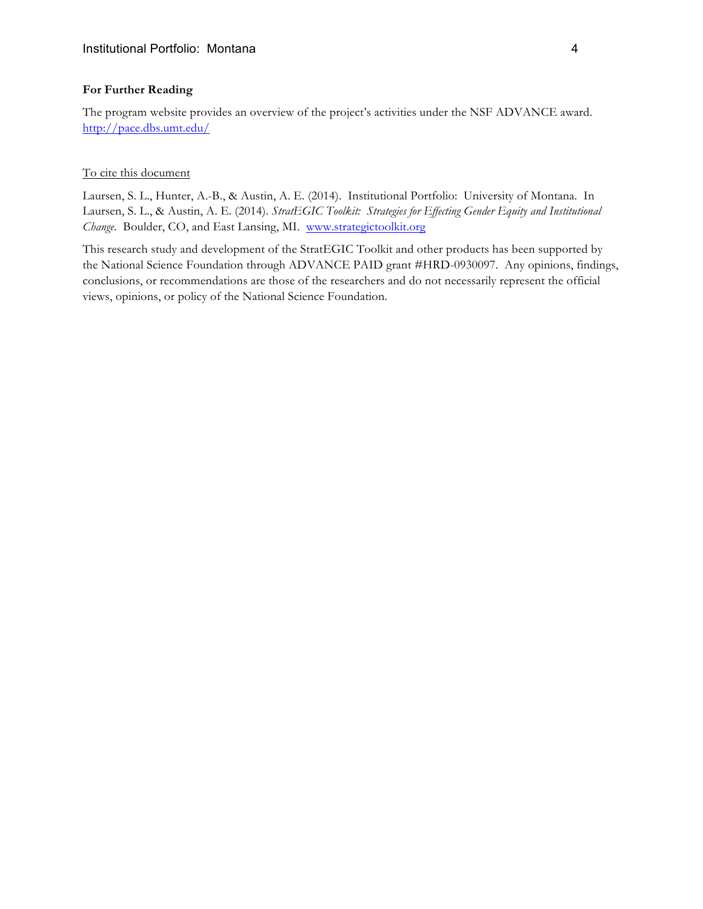**For Further Reading**

The program website provides an overview of the project's activities under the NSF ADVANCE award. http://pace.dbs.umt.edu/

To cite this document

Laursen, S. L., Hunter, A.-B., & Austin, A. E. (2014). Institutional Portfolio: University of Montana. In Laursen, S. L., & Austin, A. E. (2014). *StratEGIC Toolkit: Strategies for Effecting Gender Equity and Institutional Change.* Boulder, CO, and East Lansing, MI. www.strategictoolkit.org

This research study and development of the StratEGIC Toolkit and other products has been supported by the National Science Foundation through ADVANCE PAID grant #HRD-0930097. Any opinions, findings, conclusions, or recommendations are those of the researchers and do not necessarily represent the official views, opinions, or policy of the National Science Foundation.